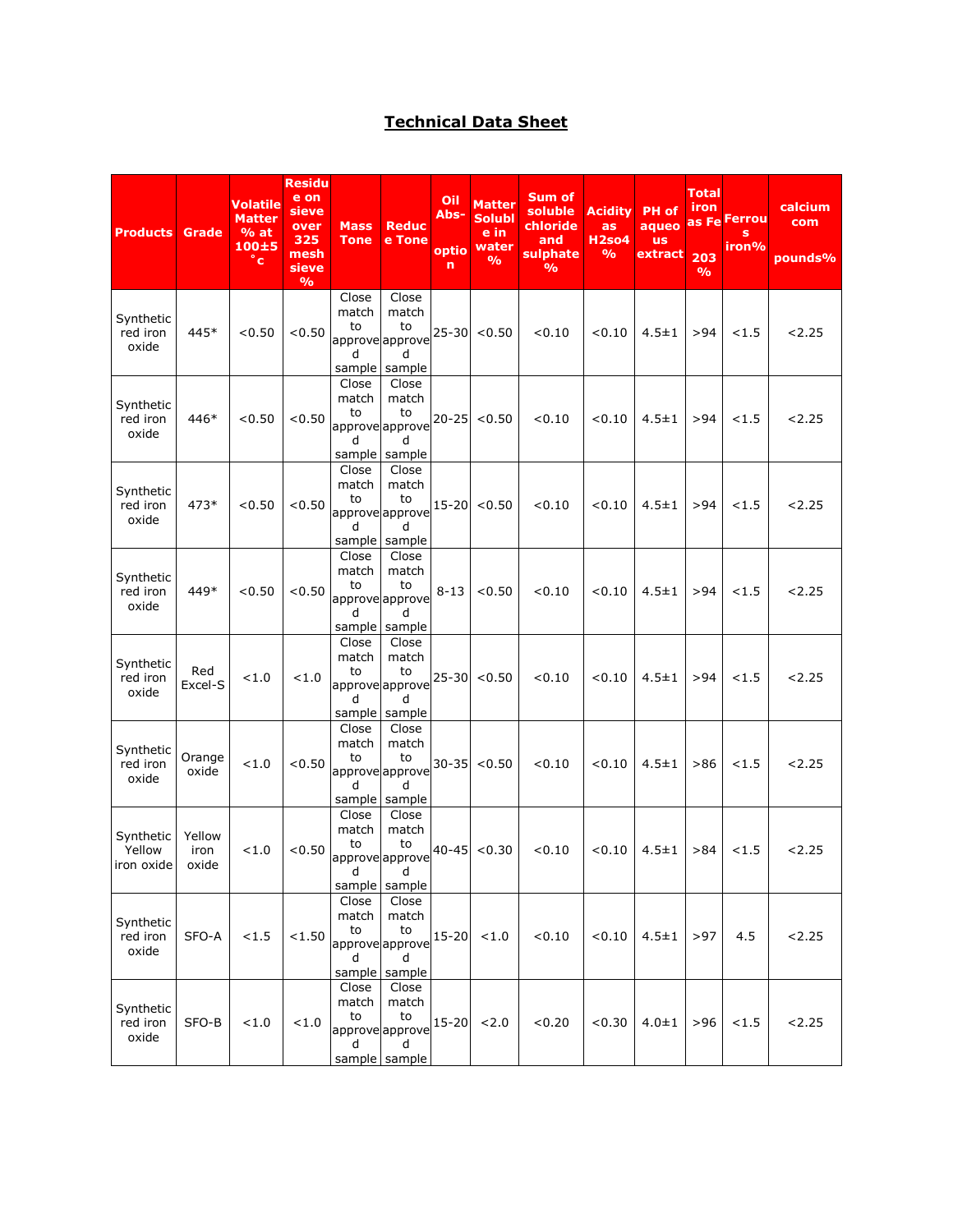# Technical Data Sheet

| Products | Grade | Volatile Matter % at 100±5 °c | Residue on sieve over 325 mesh sieve % | Mass Tone | Reduce Tone | Oil Abs-option | Matter Soluble in water % | Sum of soluble chloride and sulphate % | Acidity as H2so4 % | PH of aqueous extract | Total iron as Fe 203 % | Ferrous iron% | calcium compounds% |
|---|---|---|---|---|---|---|---|---|---|---|---|---|---|
| Synthetic red iron oxide | 445* | <0.50 | <0.50 | Close match to approved sample | Close match to approved sample | 25-30 | <0.50 | <0.10 | <0.10 | 4.5±1 | >94 | <1.5 | <2.25 |
| Synthetic red iron oxide | 446* | <0.50 | <0.50 | Close match to approved sample | Close match to approved sample | 20-25 | <0.50 | <0.10 | <0.10 | 4.5±1 | >94 | <1.5 | <2.25 |
| Synthetic red iron oxide | 473* | <0.50 | <0.50 | Close match to approved sample | Close match to approved sample | 15-20 | <0.50 | <0.10 | <0.10 | 4.5±1 | >94 | <1.5 | <2.25 |
| Synthetic red iron oxide | 449* | <0.50 | <0.50 | Close match to approved sample | Close match to approved sample | 8-13 | <0.50 | <0.10 | <0.10 | 4.5±1 | >94 | <1.5 | <2.25 |
| Synthetic red iron oxide | Red Excel-S | <1.0 | <1.0 | Close match to approved sample | Close match to approved sample | 25-30 | <0.50 | <0.10 | <0.10 | 4.5±1 | >94 | <1.5 | <2.25 |
| Synthetic red iron oxide | Orange oxide | <1.0 | <0.50 | Close match to approved sample | Close match to approved sample | 30-35 | <0.50 | <0.10 | <0.10 | 4.5±1 | >86 | <1.5 | <2.25 |
| Synthetic Yellow iron oxide | Yellow iron oxide | <1.0 | <0.50 | Close match to approved sample | Close match to approved sample | 40-45 | <0.30 | <0.10 | <0.10 | 4.5±1 | >84 | <1.5 | <2.25 |
| Synthetic red iron oxide | SFO-A | <1.5 | <1.50 | Close match to approved sample | Close match to approved sample | 15-20 | <1.0 | <0.10 | <0.10 | 4.5±1 | >97 | 4.5 | <2.25 |
| Synthetic red iron oxide | SFO-B | <1.0 | <1.0 | Close match to approved sample | Close match to approved sample | 15-20 | <2.0 | <0.20 | <0.30 | 4.0±1 | >96 | <1.5 | <2.25 |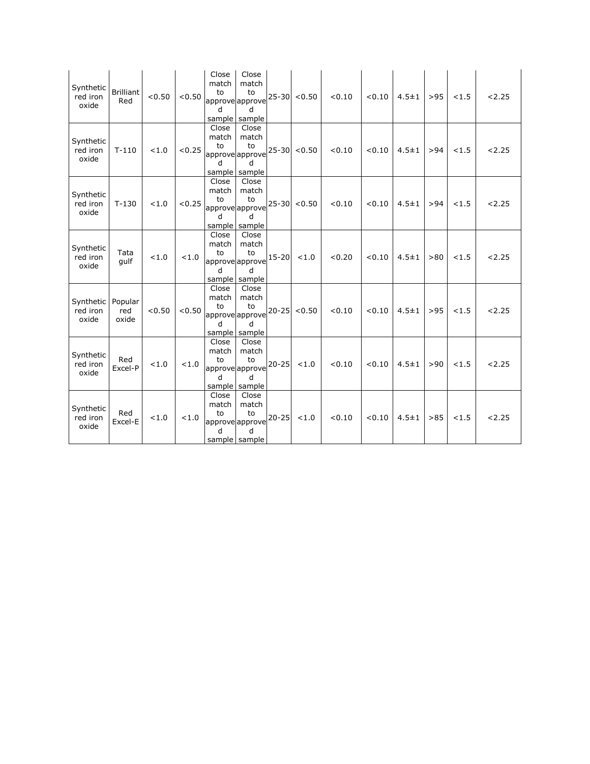| | | | | | | | | | | | | | |
|---|---|---|---|---|---|---|---|---|---|---|---|---|---|
| Synthetic red iron oxide | Brilliant Red | <0.50 | <0.50 | Close match to approved sample | Close match to approved sample | 25-30 | <0.50 | <0.10 | <0.10 | 4.5±1 | >95 | <1.5 | <2.25 |
| Synthetic red iron oxide | T-110 | <1.0 | <0.25 | Close match to approved sample | Close match to approved sample | 25-30 | <0.50 | <0.10 | <0.10 | 4.5±1 | >94 | <1.5 | <2.25 |
| Synthetic red iron oxide | T-130 | <1.0 | <0.25 | Close match to approved sample | Close match to approved sample | 25-30 | <0.50 | <0.10 | <0.10 | 4.5±1 | >94 | <1.5 | <2.25 |
| Synthetic red iron oxide | Tata gulf | <1.0 | <1.0 | Close match to approved sample | Close match to approved sample | 15-20 | <1.0 | <0.20 | <0.10 | 4.5±1 | >80 | <1.5 | <2.25 |
| Synthetic red iron oxide | Popular red oxide | <0.50 | <0.50 | Close match to approved sample | Close match to approved sample | 20-25 | <0.50 | <0.10 | <0.10 | 4.5±1 | >95 | <1.5 | <2.25 |
| Synthetic red iron oxide | Red Excel-P | <1.0 | <1.0 | Close match to approved sample | Close match to approved sample | 20-25 | <1.0 | <0.10 | <0.10 | 4.5±1 | >90 | <1.5 | <2.25 |
| Synthetic red iron oxide | Red Excel-E | <1.0 | <1.0 | Close match to approved sample | Close match to approved sample | 20-25 | <1.0 | <0.10 | <0.10 | 4.5±1 | >85 | <1.5 | <2.25 |